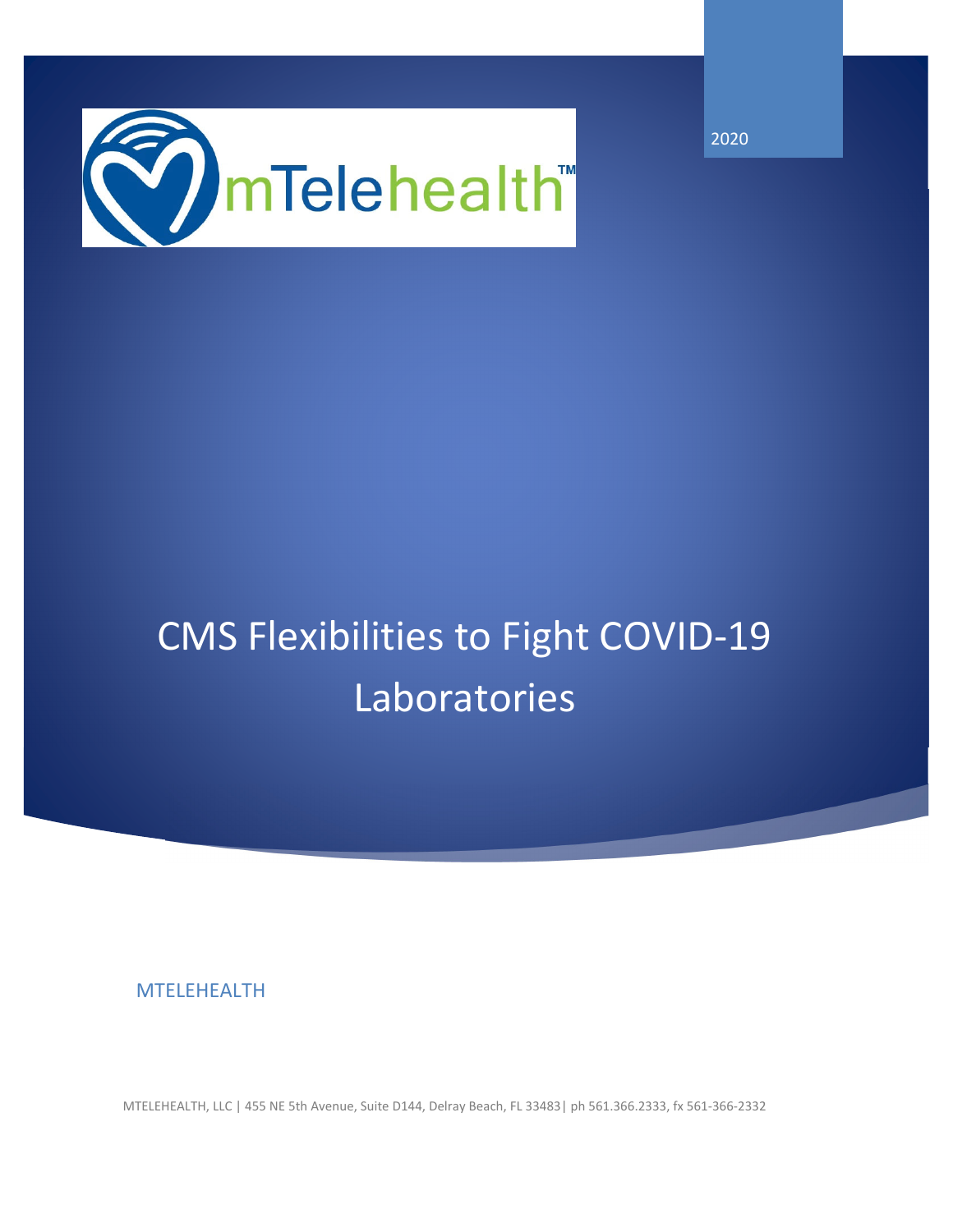2020

# CMS Flexibilities to Fight COVID-19 Laboratories

MTELEHEALTH

MTELEHEALTH, LLC | 455 NE 5th Avenue, Suite D144, Delray Beach, FL 33483| ph 561.366.2333, fx 561-366-2332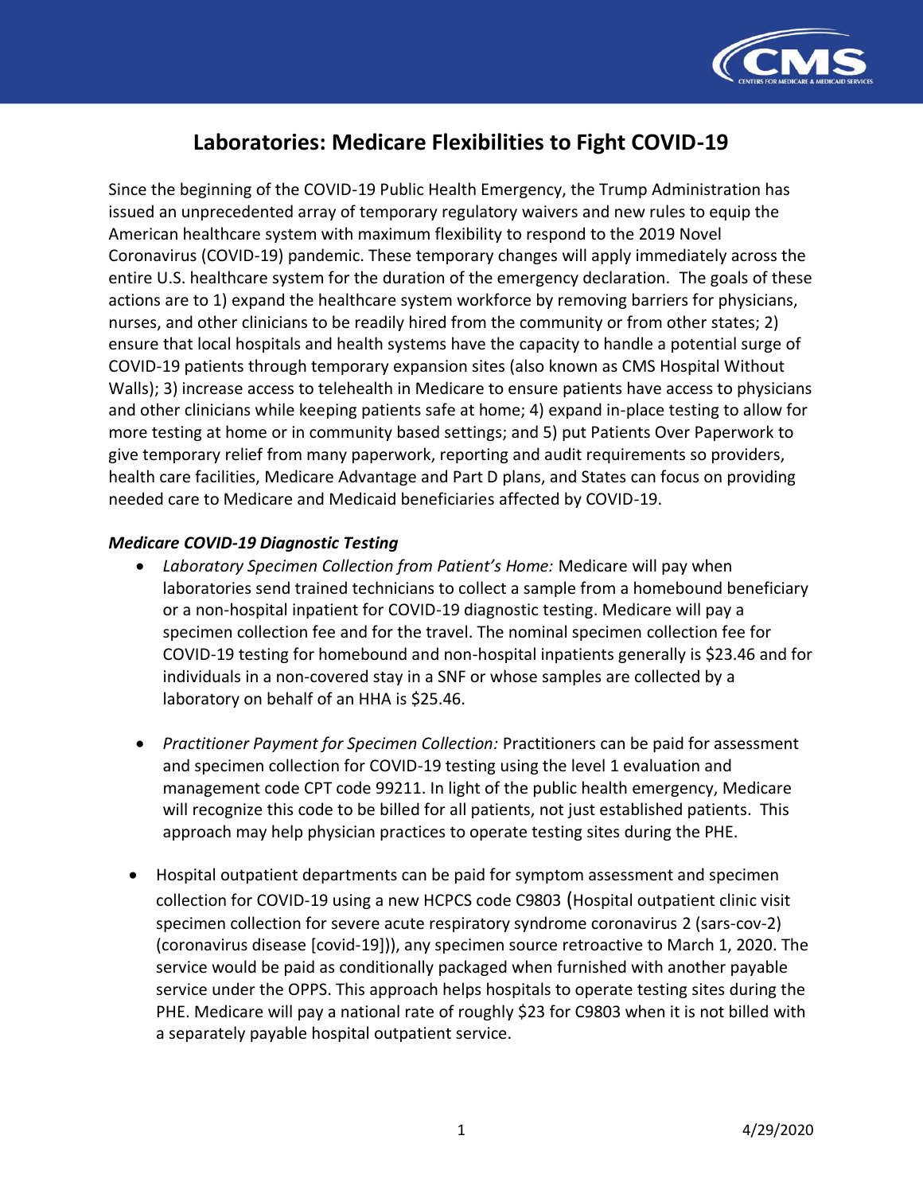# Laboratories: Medicare Flexibilities to Fight COVID-19

Since the beginning of the COVID-19 Public Health Emergency, the Trump Administration has issued an unprecedented array of temporary regulatory waivers and new rules to equip the American healthcare system with maximum flexibility to respond to the 2019 Novel Coronavirus (COVID-19) pandemic. These temporary changes will apply immediately across the entire U.S. healthcare system for the duration of the emergency declaration. The goals of these actions are to 1) expand the healthcare system workforce by removing barriers for physicians, nurses, and other clinicians to be readily hired from the community or from other states; 2) ensure that local hospitals and health systems have the capacity to handle a potential surge of COVID-19 patients through temporary expansion sites (also known as CMS Hospital Without Walls); 3) increase access to telehealth in Medicare to ensure patients have access to physicians and other clinicians while keeping patients safe at home; 4) expand in-place testing to allow for more testing at home or in community based settings; and 5) put Patients Over Paperwork to give temporary relief from many paperwork, reporting and audit requirements so providers, health care facilities, Medicare Advantage and Part D plans, and States can focus on providing needed care to Medicare and Medicaid beneficiaries affected by COVID-19.

***Medicare COVID-19 Diagnostic Testing***

- *Laboratory Specimen Collection from Patient's Home:* Medicare will pay when laboratories send trained technicians to collect a sample from a homebound beneficiary or a non-hospital inpatient for COVID-19 diagnostic testing. Medicare will pay a specimen collection fee and for the travel. The nominal specimen collection fee for COVID-19 testing for homebound and non-hospital inpatients generally is $23.46 and for individuals in a non-covered stay in a SNF or whose samples are collected by a laboratory on behalf of an HHA is $25.46.

- *Practitioner Payment for Specimen Collection:* Practitioners can be paid for assessment and specimen collection for COVID-19 testing using the level 1 evaluation and management code CPT code 99211. In light of the public health emergency, Medicare will recognize this code to be billed for all patients, not just established patients. This approach may help physician practices to operate testing sites during the PHE.

- Hospital outpatient departments can be paid for symptom assessment and specimen collection for COVID-19 using a new HCPCS code C9803 (Hospital outpatient clinic visit specimen collection for severe acute respiratory syndrome coronavirus 2 (sars-cov-2) (coronavirus disease [covid-19])), any specimen source retroactive to March 1, 2020. The service would be paid as conditionally packaged when furnished with another payable service under the OPPS. This approach helps hospitals to operate testing sites during the PHE. Medicare will pay a national rate of roughly $23 for C9803 when it is not billed with a separately payable hospital outpatient service.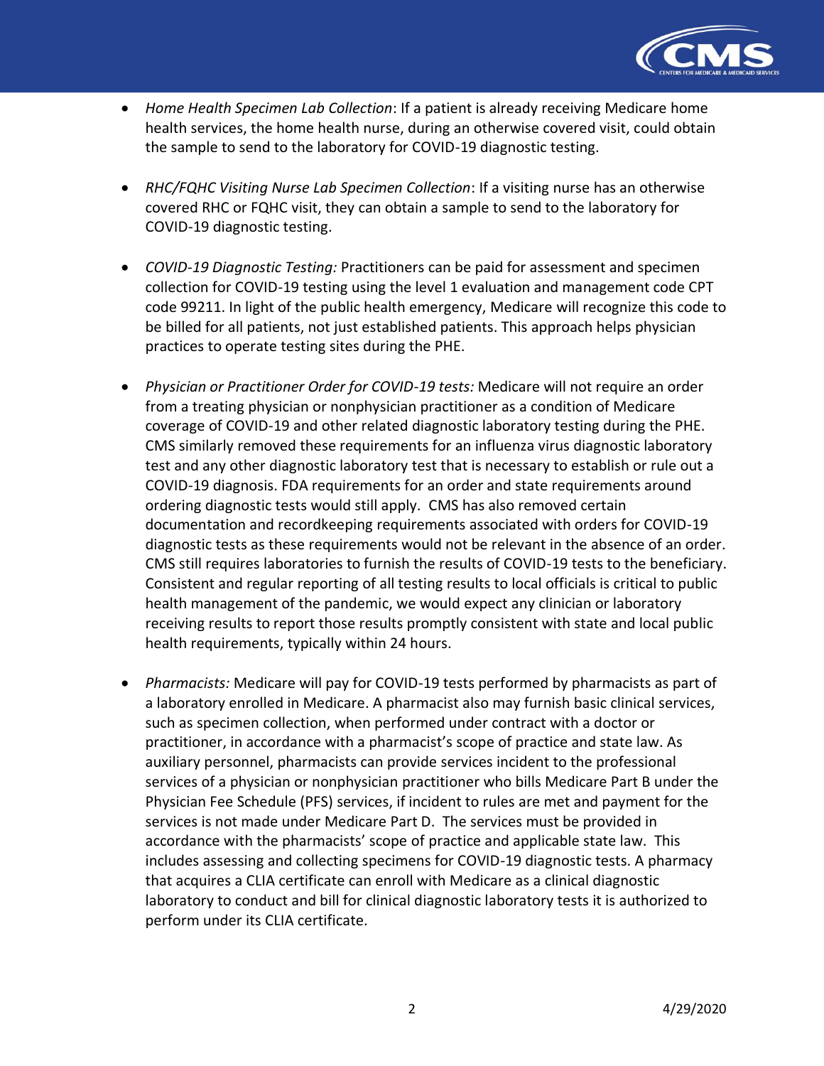- *Home Health Specimen Lab Collection*: If a patient is already receiving Medicare home health services, the home health nurse, during an otherwise covered visit, could obtain the sample to send to the laboratory for COVID-19 diagnostic testing.

- *RHC/FQHC Visiting Nurse Lab Specimen Collection*: If a visiting nurse has an otherwise covered RHC or FQHC visit, they can obtain a sample to send to the laboratory for COVID-19 diagnostic testing.

- *COVID-19 Diagnostic Testing:* Practitioners can be paid for assessment and specimen collection for COVID-19 testing using the level 1 evaluation and management code CPT code 99211. In light of the public health emergency, Medicare will recognize this code to be billed for all patients, not just established patients. This approach helps physician practices to operate testing sites during the PHE.

- *Physician or Practitioner Order for COVID-19 tests:* Medicare will not require an order from a treating physician or nonphysician practitioner as a condition of Medicare coverage of COVID-19 and other related diagnostic laboratory testing during the PHE. CMS similarly removed these requirements for an influenza virus diagnostic laboratory test and any other diagnostic laboratory test that is necessary to establish or rule out a COVID-19 diagnosis. FDA requirements for an order and state requirements around ordering diagnostic tests would still apply. CMS has also removed certain documentation and recordkeeping requirements associated with orders for COVID-19 diagnostic tests as these requirements would not be relevant in the absence of an order. CMS still requires laboratories to furnish the results of COVID-19 tests to the beneficiary. Consistent and regular reporting of all testing results to local officials is critical to public health management of the pandemic, we would expect any clinician or laboratory receiving results to report those results promptly consistent with state and local public health requirements, typically within 24 hours.

- *Pharmacists:* Medicare will pay for COVID-19 tests performed by pharmacists as part of a laboratory enrolled in Medicare. A pharmacist also may furnish basic clinical services, such as specimen collection, when performed under contract with a doctor or practitioner, in accordance with a pharmacist's scope of practice and state law. As auxiliary personnel, pharmacists can provide services incident to the professional services of a physician or nonphysician practitioner who bills Medicare Part B under the Physician Fee Schedule (PFS) services, if incident to rules are met and payment for the services is not made under Medicare Part D. The services must be provided in accordance with the pharmacists' scope of practice and applicable state law. This includes assessing and collecting specimens for COVID-19 diagnostic tests. A pharmacy that acquires a CLIA certificate can enroll with Medicare as a clinical diagnostic laboratory to conduct and bill for clinical diagnostic laboratory tests it is authorized to perform under its CLIA certificate.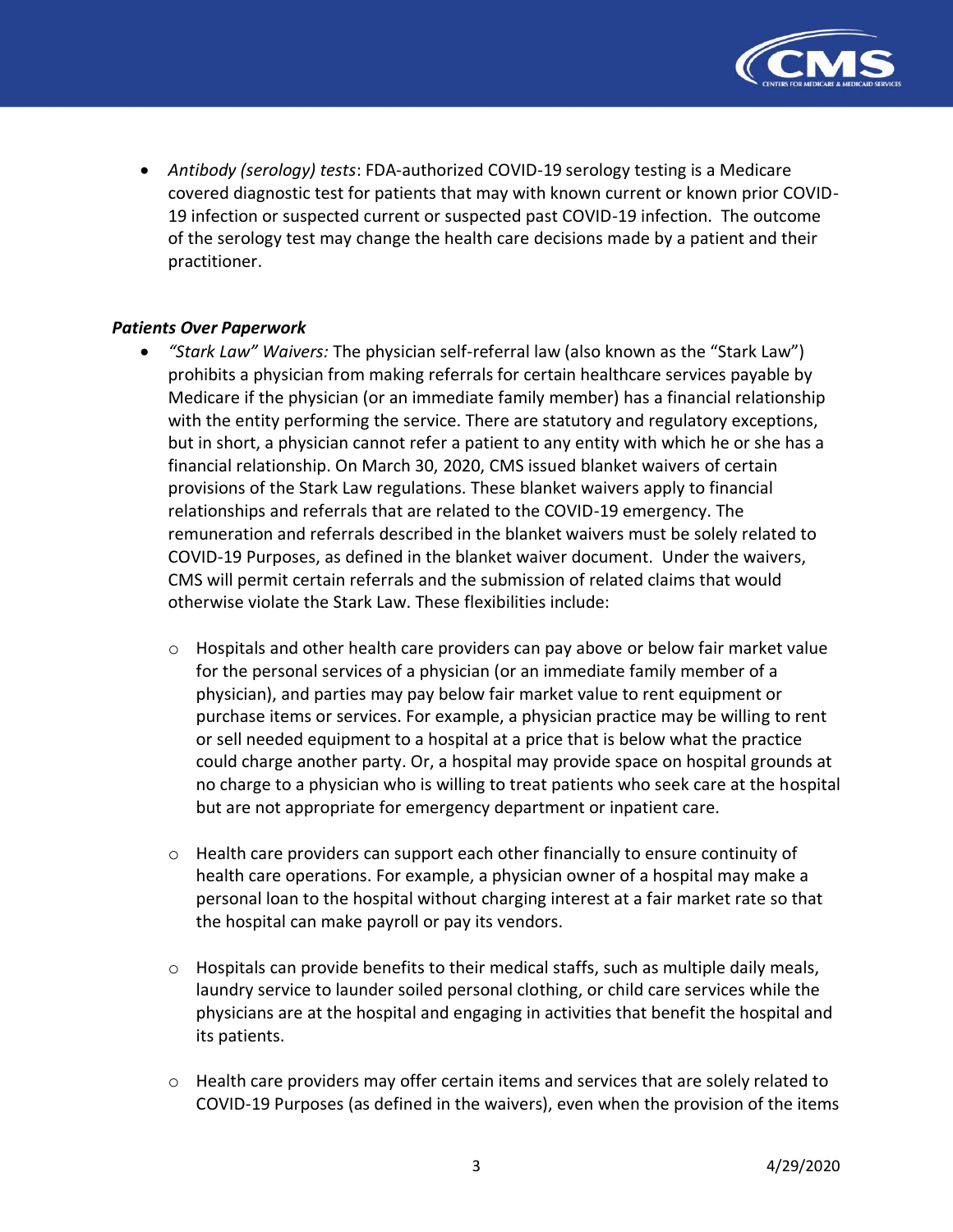- *Antibody (serology) tests*: FDA-authorized COVID-19 serology testing is a Medicare covered diagnostic test for patients that may with known current or known prior COVID-19 infection or suspected current or suspected past COVID-19 infection. The outcome of the serology test may change the health care decisions made by a patient and their practitioner.

***Patients Over Paperwork***

- *"Stark Law" Waivers:* The physician self-referral law (also known as the "Stark Law") prohibits a physician from making referrals for certain healthcare services payable by Medicare if the physician (or an immediate family member) has a financial relationship with the entity performing the service. There are statutory and regulatory exceptions, but in short, a physician cannot refer a patient to any entity with which he or she has a financial relationship. On March 30, 2020, CMS issued blanket waivers of certain provisions of the Stark Law regulations. These blanket waivers apply to financial relationships and referrals that are related to the COVID-19 emergency. The remuneration and referrals described in the blanket waivers must be solely related to COVID-19 Purposes, as defined in the blanket waiver document. Under the waivers, CMS will permit certain referrals and the submission of related claims that would otherwise violate the Stark Law. These flexibilities include:
  - Hospitals and other health care providers can pay above or below fair market value for the personal services of a physician (or an immediate family member of a physician), and parties may pay below fair market value to rent equipment or purchase items or services. For example, a physician practice may be willing to rent or sell needed equipment to a hospital at a price that is below what the practice could charge another party. Or, a hospital may provide space on hospital grounds at no charge to a physician who is willing to treat patients who seek care at the hospital but are not appropriate for emergency department or inpatient care.
  - Health care providers can support each other financially to ensure continuity of health care operations. For example, a physician owner of a hospital may make a personal loan to the hospital without charging interest at a fair market rate so that the hospital can make payroll or pay its vendors.
  - Hospitals can provide benefits to their medical staffs, such as multiple daily meals, laundry service to launder soiled personal clothing, or child care services while the physicians are at the hospital and engaging in activities that benefit the hospital and its patients.
  - Health care providers may offer certain items and services that are solely related to COVID-19 Purposes (as defined in the waivers), even when the provision of the items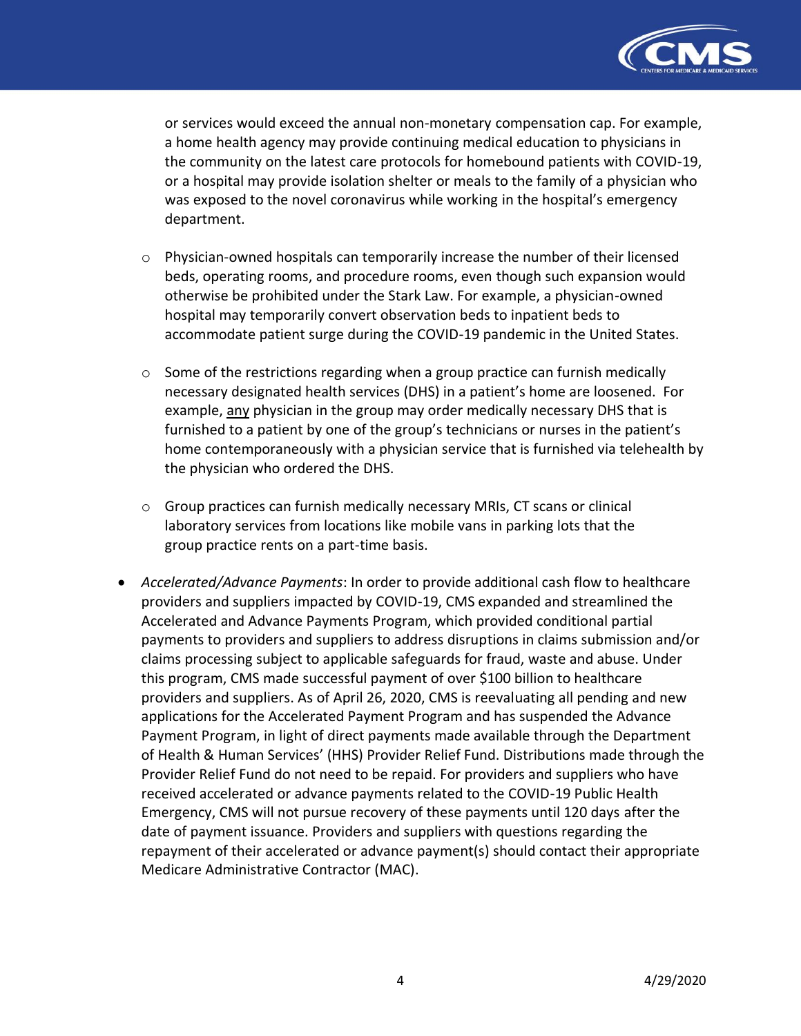or services would exceed the annual non-monetary compensation cap. For example, a home health agency may provide continuing medical education to physicians in the community on the latest care protocols for homebound patients with COVID-19, or a hospital may provide isolation shelter or meals to the family of a physician who was exposed to the novel coronavirus while working in the hospital's emergency department.

    - Physician-owned hospitals can temporarily increase the number of their licensed beds, operating rooms, and procedure rooms, even though such expansion would otherwise be prohibited under the Stark Law. For example, a physician-owned hospital may temporarily convert observation beds to inpatient beds to accommodate patient surge during the COVID-19 pandemic in the United States.

    - Some of the restrictions regarding when a group practice can furnish medically necessary designated health services (DHS) in a patient's home are loosened. For example, <u>any</u> physician in the group may order medically necessary DHS that is furnished to a patient by one of the group's technicians or nurses in the patient's home contemporaneously with a physician service that is furnished via telehealth by the physician who ordered the DHS.

    - Group practices can furnish medically necessary MRIs, CT scans or clinical laboratory services from locations like mobile vans in parking lots that the group practice rents on a part-time basis.

- *Accelerated/Advance Payments*: In order to provide additional cash flow to healthcare providers and suppliers impacted by COVID-19, CMS expanded and streamlined the Accelerated and Advance Payments Program, which provided conditional partial payments to providers and suppliers to address disruptions in claims submission and/or claims processing subject to applicable safeguards for fraud, waste and abuse. Under this program, CMS made successful payment of over $100 billion to healthcare providers and suppliers. As of April 26, 2020, CMS is reevaluating all pending and new applications for the Accelerated Payment Program and has suspended the Advance Payment Program, in light of direct payments made available through the Department of Health & Human Services' (HHS) Provider Relief Fund. Distributions made through the Provider Relief Fund do not need to be repaid. For providers and suppliers who have received accelerated or advance payments related to the COVID-19 Public Health Emergency, CMS will not pursue recovery of these payments until 120 days after the date of payment issuance. Providers and suppliers with questions regarding the repayment of their accelerated or advance payment(s) should contact their appropriate Medicare Administrative Contractor (MAC).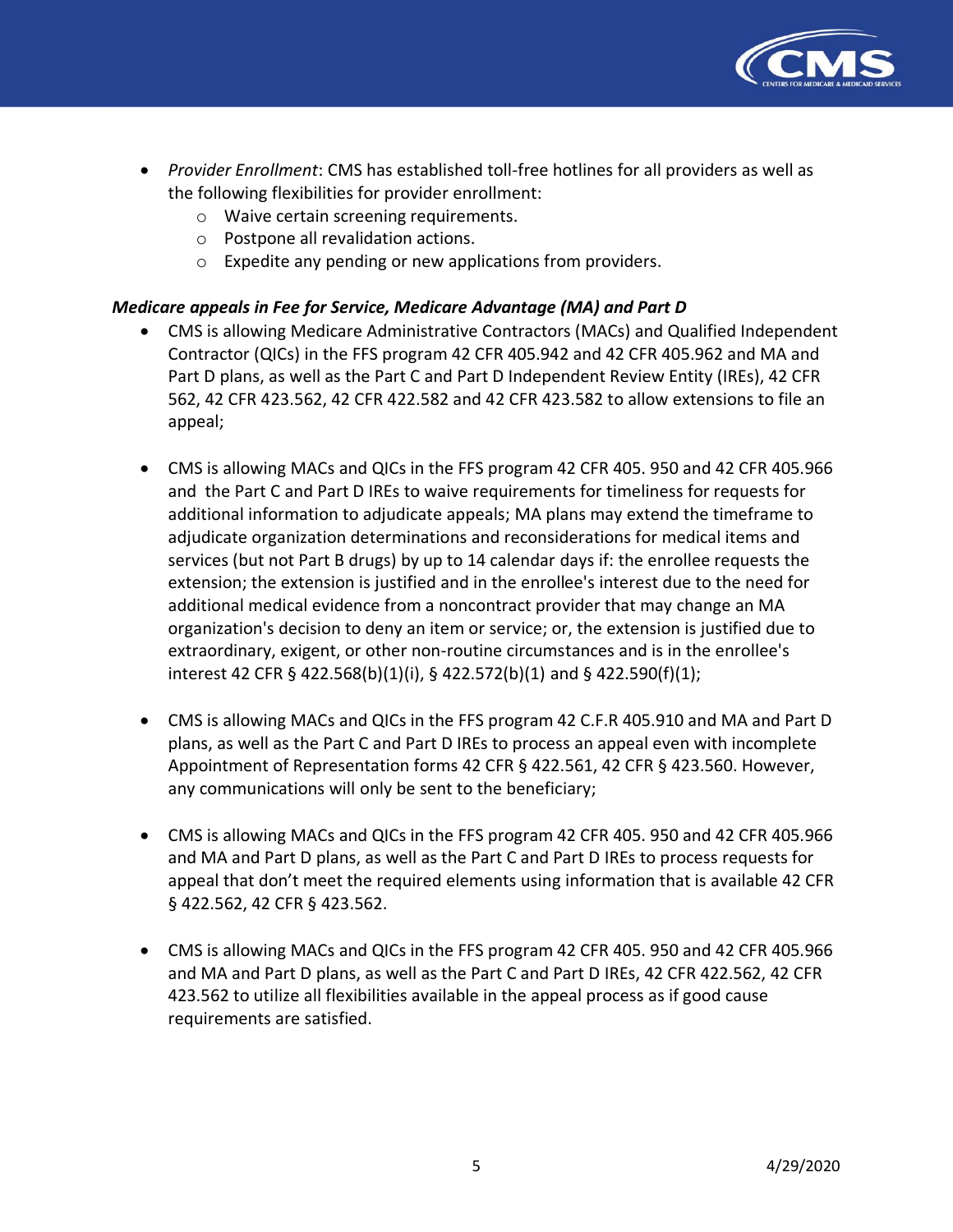- *Provider Enrollment*: CMS has established toll-free hotlines for all providers as well as the following flexibilities for provider enrollment:
  - Waive certain screening requirements.
  - Postpone all revalidation actions.
  - Expedite any pending or new applications from providers.

***Medicare appeals in Fee for Service, Medicare Advantage (MA) and Part D***

- CMS is allowing Medicare Administrative Contractors (MACs) and Qualified Independent Contractor (QICs) in the FFS program 42 CFR 405.942 and 42 CFR 405.962 and MA and Part D plans, as well as the Part C and Part D Independent Review Entity (IREs), 42 CFR 562, 42 CFR 423.562, 42 CFR 422.582 and 42 CFR 423.582 to allow extensions to file an appeal;

- CMS is allowing MACs and QICs in the FFS program 42 CFR 405. 950 and 42 CFR 405.966 and the Part C and Part D IREs to waive requirements for timeliness for requests for additional information to adjudicate appeals; MA plans may extend the timeframe to adjudicate organization determinations and reconsiderations for medical items and services (but not Part B drugs) by up to 14 calendar days if: the enrollee requests the extension; the extension is justified and in the enrollee's interest due to the need for additional medical evidence from a noncontract provider that may change an MA organization's decision to deny an item or service; or, the extension is justified due to extraordinary, exigent, or other non-routine circumstances and is in the enrollee's interest 42 CFR § 422.568(b)(1)(i), § 422.572(b)(1) and § 422.590(f)(1);

- CMS is allowing MACs and QICs in the FFS program 42 C.F.R 405.910 and MA and Part D plans, as well as the Part C and Part D IREs to process an appeal even with incomplete Appointment of Representation forms 42 CFR § 422.561, 42 CFR § 423.560. However, any communications will only be sent to the beneficiary;

- CMS is allowing MACs and QICs in the FFS program 42 CFR 405. 950 and 42 CFR 405.966 and MA and Part D plans, as well as the Part C and Part D IREs to process requests for appeal that don't meet the required elements using information that is available 42 CFR § 422.562, 42 CFR § 423.562.

- CMS is allowing MACs and QICs in the FFS program 42 CFR 405. 950 and 42 CFR 405.966 and MA and Part D plans, as well as the Part C and Part D IREs, 42 CFR 422.562, 42 CFR 423.562 to utilize all flexibilities available in the appeal process as if good cause requirements are satisfied.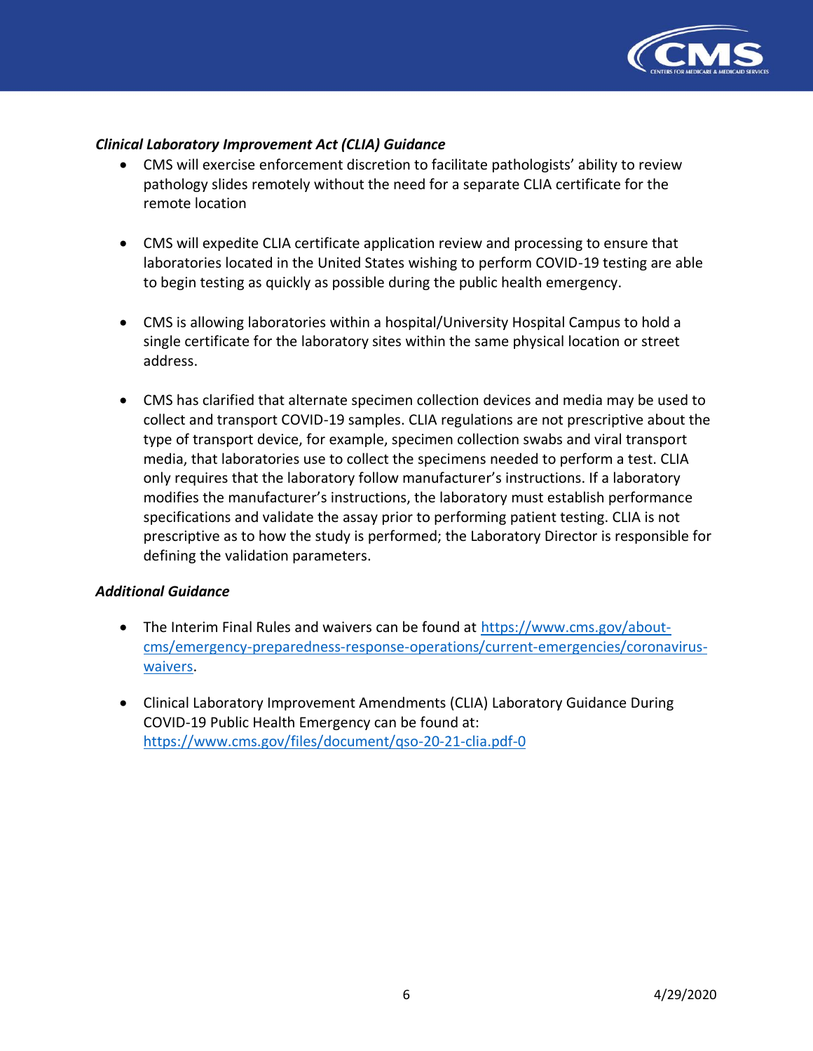***Clinical Laboratory Improvement Act (CLIA) Guidance***

- CMS will exercise enforcement discretion to facilitate pathologists' ability to review pathology slides remotely without the need for a separate CLIA certificate for the remote location

- CMS will expedite CLIA certificate application review and processing to ensure that laboratories located in the United States wishing to perform COVID-19 testing are able to begin testing as quickly as possible during the public health emergency.

- CMS is allowing laboratories within a hospital/University Hospital Campus to hold a single certificate for the laboratory sites within the same physical location or street address.

- CMS has clarified that alternate specimen collection devices and media may be used to collect and transport COVID-19 samples. CLIA regulations are not prescriptive about the type of transport device, for example, specimen collection swabs and viral transport media, that laboratories use to collect the specimens needed to perform a test. CLIA only requires that the laboratory follow manufacturer's instructions. If a laboratory modifies the manufacturer's instructions, the laboratory must establish performance specifications and validate the assay prior to performing patient testing. CLIA is not prescriptive as to how the study is performed; the Laboratory Director is responsible for defining the validation parameters.

***Additional Guidance***

- The Interim Final Rules and waivers can be found at [https://www.cms.gov/about-cms/emergency-preparedness-response-operations/current-emergencies/coronavirus-waivers](https://www.cms.gov/about-cms/emergency-preparedness-response-operations/current-emergencies/coronavirus-waivers).

- Clinical Laboratory Improvement Amendments (CLIA) Laboratory Guidance During COVID-19 Public Health Emergency can be found at: [https://www.cms.gov/files/document/qso-20-21-clia.pdf-0](https://www.cms.gov/files/document/qso-20-21-clia.pdf-0)